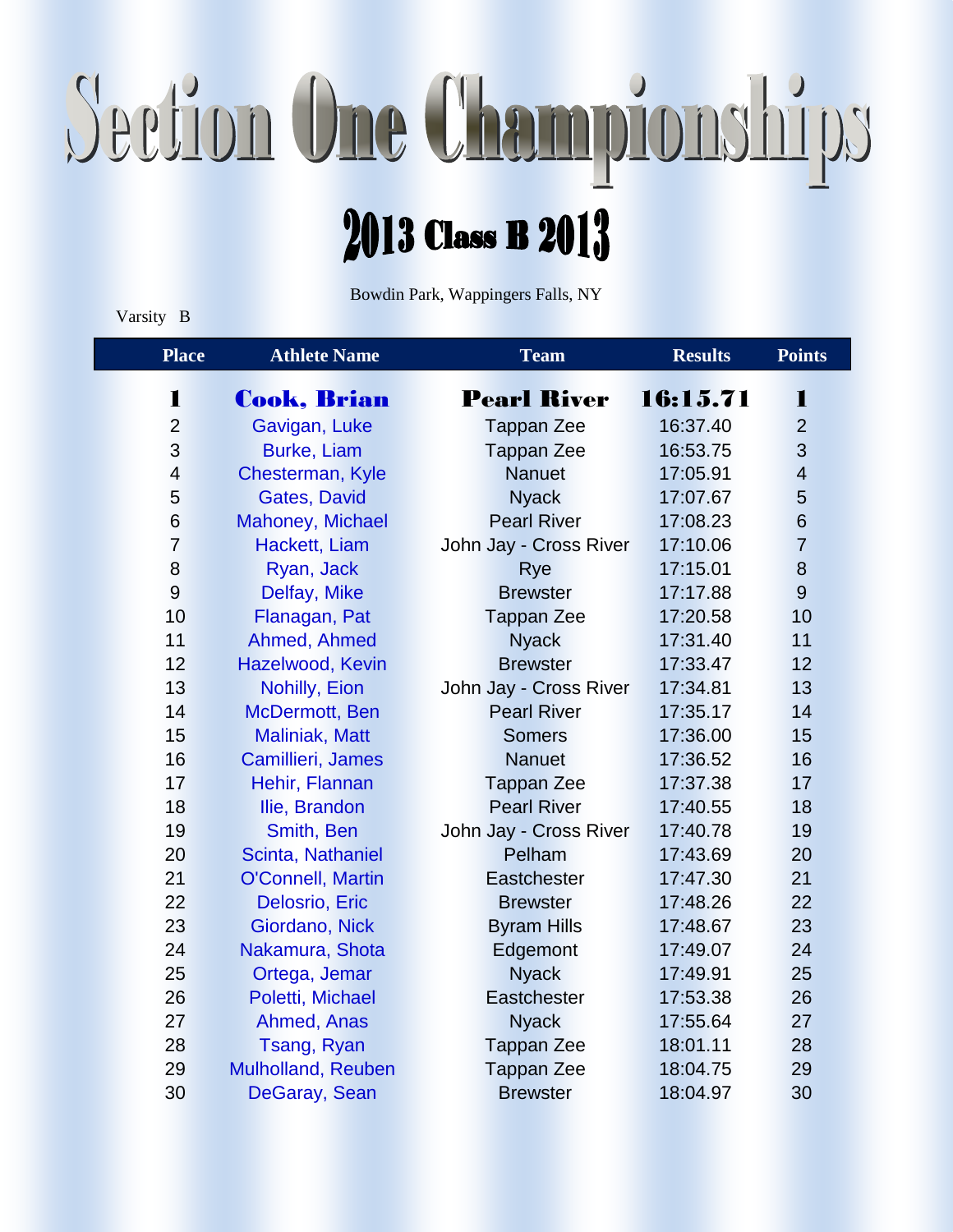# Section One Championships

## 2013 Class B 2013

Bowdin Park, Wappingers Falls, NY

Varsity B

| Place | Athlete Name | Team | Results | Points |
|---|---|---|---|---|
| **1** | **Cook, Brian** | **Pearl River** | **16:15.71** | **1** |
| 2 | Gavigan, Luke | Tappan Zee | 16:37.40 | 2 |
| 3 | Burke, Liam | Tappan Zee | 16:53.75 | 3 |
| 4 | Chesterman, Kyle | Nanuet | 17:05.91 | 4 |
| 5 | Gates, David | Nyack | 17:07.67 | 5 |
| 6 | Mahoney, Michael | Pearl River | 17:08.23 | 6 |
| 7 | Hackett, Liam | John Jay - Cross River | 17:10.06 | 7 |
| 8 | Ryan, Jack | Rye | 17:15.01 | 8 |
| 9 | Delfay, Mike | Brewster | 17:17.88 | 9 |
| 10 | Flanagan, Pat | Tappan Zee | 17:20.58 | 10 |
| 11 | Ahmed, Ahmed | Nyack | 17:31.40 | 11 |
| 12 | Hazelwood, Kevin | Brewster | 17:33.47 | 12 |
| 13 | Nohilly, Eion | John Jay - Cross River | 17:34.81 | 13 |
| 14 | McDermott, Ben | Pearl River | 17:35.17 | 14 |
| 15 | Maliniak, Matt | Somers | 17:36.00 | 15 |
| 16 | Camillieri, James | Nanuet | 17:36.52 | 16 |
| 17 | Hehir, Flannan | Tappan Zee | 17:37.38 | 17 |
| 18 | Ilie, Brandon | Pearl River | 17:40.55 | 18 |
| 19 | Smith, Ben | John Jay - Cross River | 17:40.78 | 19 |
| 20 | Scinta, Nathaniel | Pelham | 17:43.69 | 20 |
| 21 | O'Connell, Martin | Eastchester | 17:47.30 | 21 |
| 22 | Delosrio, Eric | Brewster | 17:48.26 | 22 |
| 23 | Giordano, Nick | Byram Hills | 17:48.67 | 23 |
| 24 | Nakamura, Shota | Edgemont | 17:49.07 | 24 |
| 25 | Ortega, Jemar | Nyack | 17:49.91 | 25 |
| 26 | Poletti, Michael | Eastchester | 17:53.38 | 26 |
| 27 | Ahmed, Anas | Nyack | 17:55.64 | 27 |
| 28 | Tsang, Ryan | Tappan Zee | 18:01.11 | 28 |
| 29 | Mulholland, Reuben | Tappan Zee | 18:04.75 | 29 |
| 30 | DeGaray, Sean | Brewster | 18:04.97 | 30 |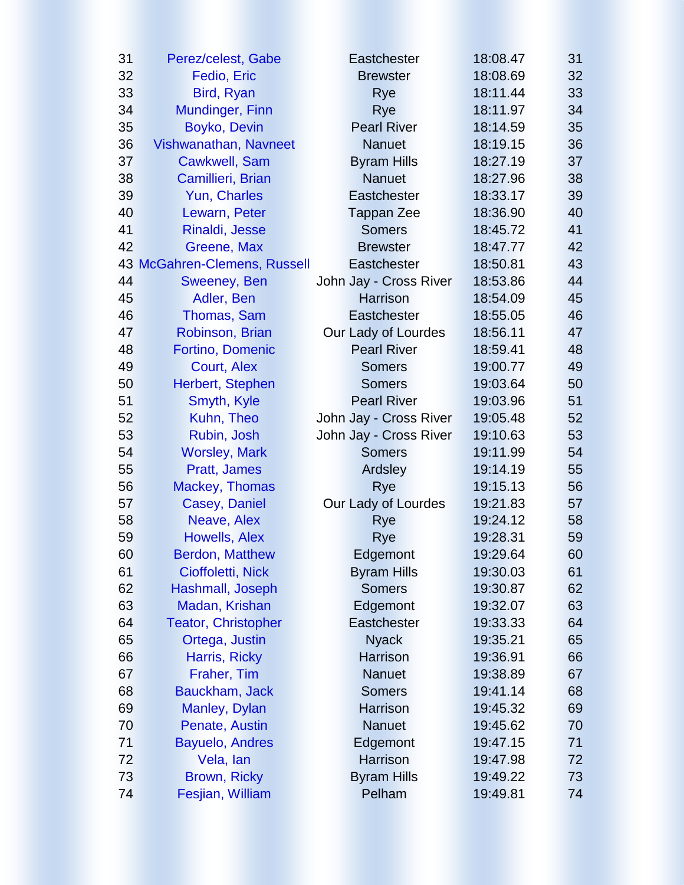| | | | | |
|---|---|---|---|---|
| 31 | Perez/celest, Gabe | Eastchester | 18:08.47 | 31 |
| 32 | Fedio, Eric | Brewster | 18:08.69 | 32 |
| 33 | Bird, Ryan | Rye | 18:11.44 | 33 |
| 34 | Mundinger, Finn | Rye | 18:11.97 | 34 |
| 35 | Boyko, Devin | Pearl River | 18:14.59 | 35 |
| 36 | Vishwanathan, Navneet | Nanuet | 18:19.15 | 36 |
| 37 | Cawkwell, Sam | Byram Hills | 18:27.19 | 37 |
| 38 | Camillieri, Brian | Nanuet | 18:27.96 | 38 |
| 39 | Yun, Charles | Eastchester | 18:33.17 | 39 |
| 40 | Lewarn, Peter | Tappan Zee | 18:36.90 | 40 |
| 41 | Rinaldi, Jesse | Somers | 18:45.72 | 41 |
| 42 | Greene, Max | Brewster | 18:47.77 | 42 |
| 43 | McGahren-Clemens, Russell | Eastchester | 18:50.81 | 43 |
| 44 | Sweeney, Ben | John Jay - Cross River | 18:53.86 | 44 |
| 45 | Adler, Ben | Harrison | 18:54.09 | 45 |
| 46 | Thomas, Sam | Eastchester | 18:55.05 | 46 |
| 47 | Robinson, Brian | Our Lady of Lourdes | 18:56.11 | 47 |
| 48 | Fortino, Domenic | Pearl River | 18:59.41 | 48 |
| 49 | Court, Alex | Somers | 19:00.77 | 49 |
| 50 | Herbert, Stephen | Somers | 19:03.64 | 50 |
| 51 | Smyth, Kyle | Pearl River | 19:03.96 | 51 |
| 52 | Kuhn, Theo | John Jay - Cross River | 19:05.48 | 52 |
| 53 | Rubin, Josh | John Jay - Cross River | 19:10.63 | 53 |
| 54 | Worsley, Mark | Somers | 19:11.99 | 54 |
| 55 | Pratt, James | Ardsley | 19:14.19 | 55 |
| 56 | Mackey, Thomas | Rye | 19:15.13 | 56 |
| 57 | Casey, Daniel | Our Lady of Lourdes | 19:21.83 | 57 |
| 58 | Neave, Alex | Rye | 19:24.12 | 58 |
| 59 | Howells, Alex | Rye | 19:28.31 | 59 |
| 60 | Berdon, Matthew | Edgemont | 19:29.64 | 60 |
| 61 | Cioffoletti, Nick | Byram Hills | 19:30.03 | 61 |
| 62 | Hashmall, Joseph | Somers | 19:30.87 | 62 |
| 63 | Madan, Krishan | Edgemont | 19:32.07 | 63 |
| 64 | Teator, Christopher | Eastchester | 19:33.33 | 64 |
| 65 | Ortega, Justin | Nyack | 19:35.21 | 65 |
| 66 | Harris, Ricky | Harrison | 19:36.91 | 66 |
| 67 | Fraher, Tim | Nanuet | 19:38.89 | 67 |
| 68 | Bauckham, Jack | Somers | 19:41.14 | 68 |
| 69 | Manley, Dylan | Harrison | 19:45.32 | 69 |
| 70 | Penate, Austin | Nanuet | 19:45.62 | 70 |
| 71 | Bayuelo, Andres | Edgemont | 19:47.15 | 71 |
| 72 | Vela, Ian | Harrison | 19:47.98 | 72 |
| 73 | Brown, Ricky | Byram Hills | 19:49.22 | 73 |
| 74 | Fesjian, William | Pelham | 19:49.81 | 74 |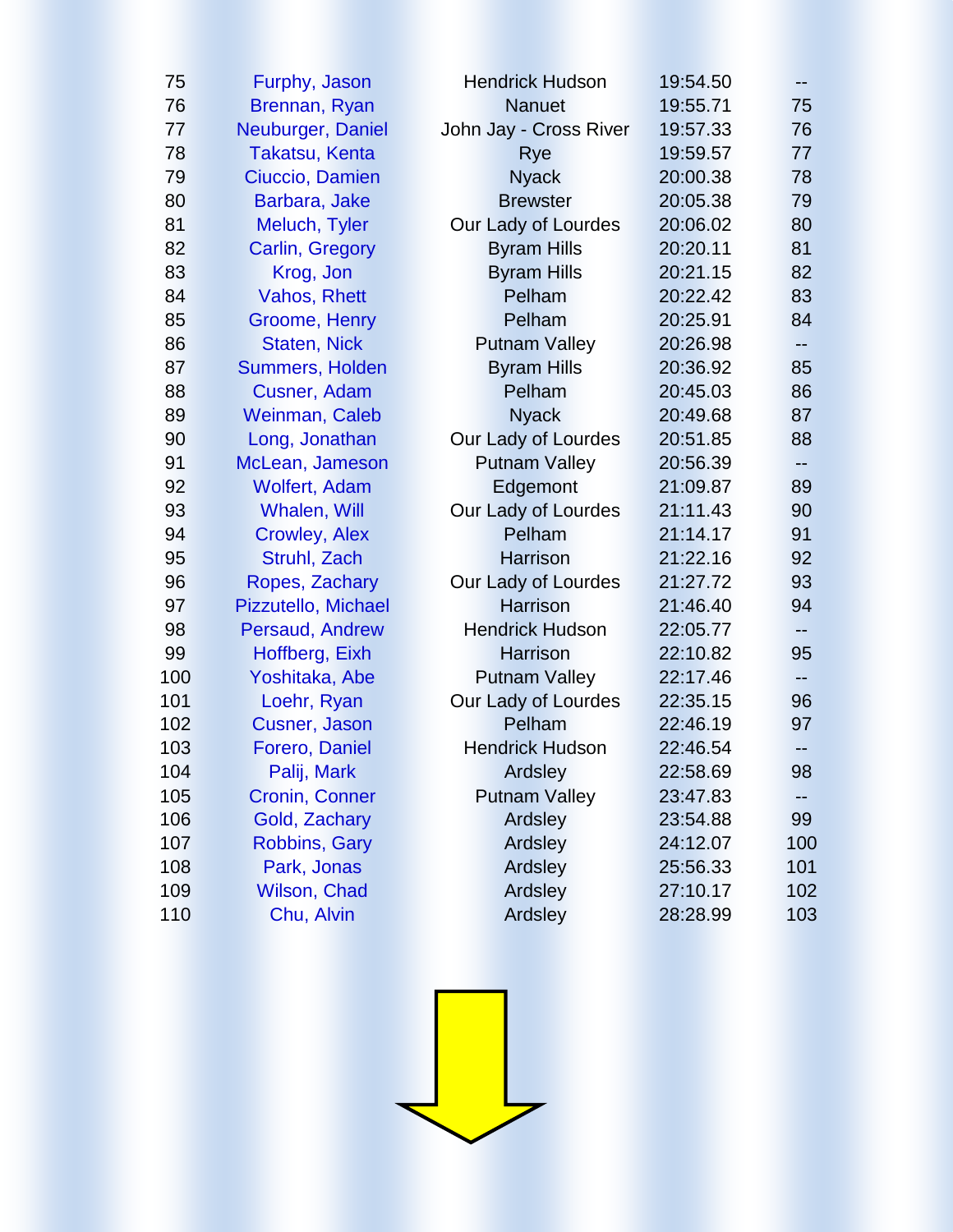| | | | | |
|---|---|---|---|---|
| 75 | Furphy, Jason | Hendrick Hudson | 19:54.50 | -- |
| 76 | Brennan, Ryan | Nanuet | 19:55.71 | 75 |
| 77 | Neuburger, Daniel | John Jay - Cross River | 19:57.33 | 76 |
| 78 | Takatsu, Kenta | Rye | 19:59.57 | 77 |
| 79 | Ciuccio, Damien | Nyack | 20:00.38 | 78 |
| 80 | Barbara, Jake | Brewster | 20:05.38 | 79 |
| 81 | Meluch, Tyler | Our Lady of Lourdes | 20:06.02 | 80 |
| 82 | Carlin, Gregory | Byram Hills | 20:20.11 | 81 |
| 83 | Krog, Jon | Byram Hills | 20:21.15 | 82 |
| 84 | Vahos, Rhett | Pelham | 20:22.42 | 83 |
| 85 | Groome, Henry | Pelham | 20:25.91 | 84 |
| 86 | Staten, Nick | Putnam Valley | 20:26.98 | -- |
| 87 | Summers, Holden | Byram Hills | 20:36.92 | 85 |
| 88 | Cusner, Adam | Pelham | 20:45.03 | 86 |
| 89 | Weinman, Caleb | Nyack | 20:49.68 | 87 |
| 90 | Long, Jonathan | Our Lady of Lourdes | 20:51.85 | 88 |
| 91 | McLean, Jameson | Putnam Valley | 20:56.39 | -- |
| 92 | Wolfert, Adam | Edgemont | 21:09.87 | 89 |
| 93 | Whalen, Will | Our Lady of Lourdes | 21:11.43 | 90 |
| 94 | Crowley, Alex | Pelham | 21:14.17 | 91 |
| 95 | Struhl, Zach | Harrison | 21:22.16 | 92 |
| 96 | Ropes, Zachary | Our Lady of Lourdes | 21:27.72 | 93 |
| 97 | Pizzutello, Michael | Harrison | 21:46.40 | 94 |
| 98 | Persaud, Andrew | Hendrick Hudson | 22:05.77 | -- |
| 99 | Hoffberg, Eixh | Harrison | 22:10.82 | 95 |
| 100 | Yoshitaka, Abe | Putnam Valley | 22:17.46 | -- |
| 101 | Loehr, Ryan | Our Lady of Lourdes | 22:35.15 | 96 |
| 102 | Cusner, Jason | Pelham | 22:46.19 | 97 |
| 103 | Forero, Daniel | Hendrick Hudson | 22:46.54 | -- |
| 104 | Palij, Mark | Ardsley | 22:58.69 | 98 |
| 105 | Cronin, Conner | Putnam Valley | 23:47.83 | -- |
| 106 | Gold, Zachary | Ardsley | 23:54.88 | 99 |
| 107 | Robbins, Gary | Ardsley | 24:12.07 | 100 |
| 108 | Park, Jonas | Ardsley | 25:56.33 | 101 |
| 109 | Wilson, Chad | Ardsley | 27:10.17 | 102 |
| 110 | Chu, Alvin | Ardsley | 28:28.99 | 103 |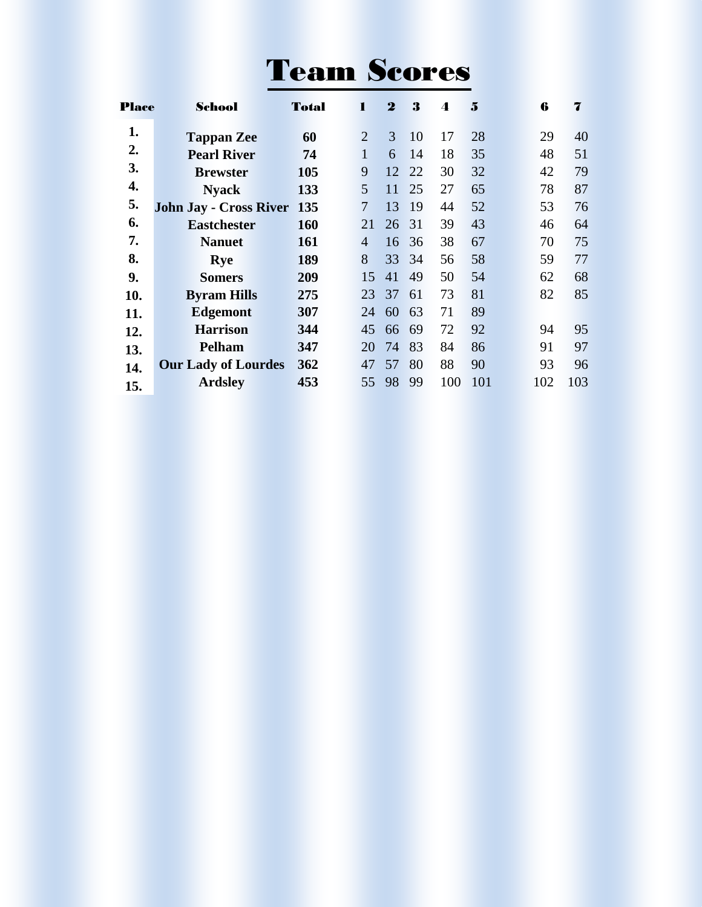# Team Scores

| Place | School | Total | 1 | 2 | 3 | 4 | 5 | 6 | 7 |
|---|---|---|---|---|---|---|---|---|---|
| 1. | Tappan Zee | 60 | 2 | 3 | 10 | 17 | 28 | 29 | 40 |
| 2. | Pearl River | 74 | 1 | 6 | 14 | 18 | 35 | 48 | 51 |
| 3. | Brewster | 105 | 9 | 12 | 22 | 30 | 32 | 42 | 79 |
| 4. | Nyack | 133 | 5 | 11 | 25 | 27 | 65 | 78 | 87 |
| 5. | John Jay - Cross River | 135 | 7 | 13 | 19 | 44 | 52 | 53 | 76 |
| 6. | Eastchester | 160 | 21 | 26 | 31 | 39 | 43 | 46 | 64 |
| 7. | Nanuet | 161 | 4 | 16 | 36 | 38 | 67 | 70 | 75 |
| 8. | Rye | 189 | 8 | 33 | 34 | 56 | 58 | 59 | 77 |
| 9. | Somers | 209 | 15 | 41 | 49 | 50 | 54 | 62 | 68 |
| 10. | Byram Hills | 275 | 23 | 37 | 61 | 73 | 81 | 82 | 85 |
| 11. | Edgemont | 307 | 24 | 60 | 63 | 71 | 89 | | |
| 12. | Harrison | 344 | 45 | 66 | 69 | 72 | 92 | 94 | 95 |
| 13. | Pelham | 347 | 20 | 74 | 83 | 84 | 86 | 91 | 97 |
| 14. | Our Lady of Lourdes | 362 | 47 | 57 | 80 | 88 | 90 | 93 | 96 |
| 15. | Ardsley | 453 | 55 | 98 | 99 | 100 | 101 | 102 | 103 |